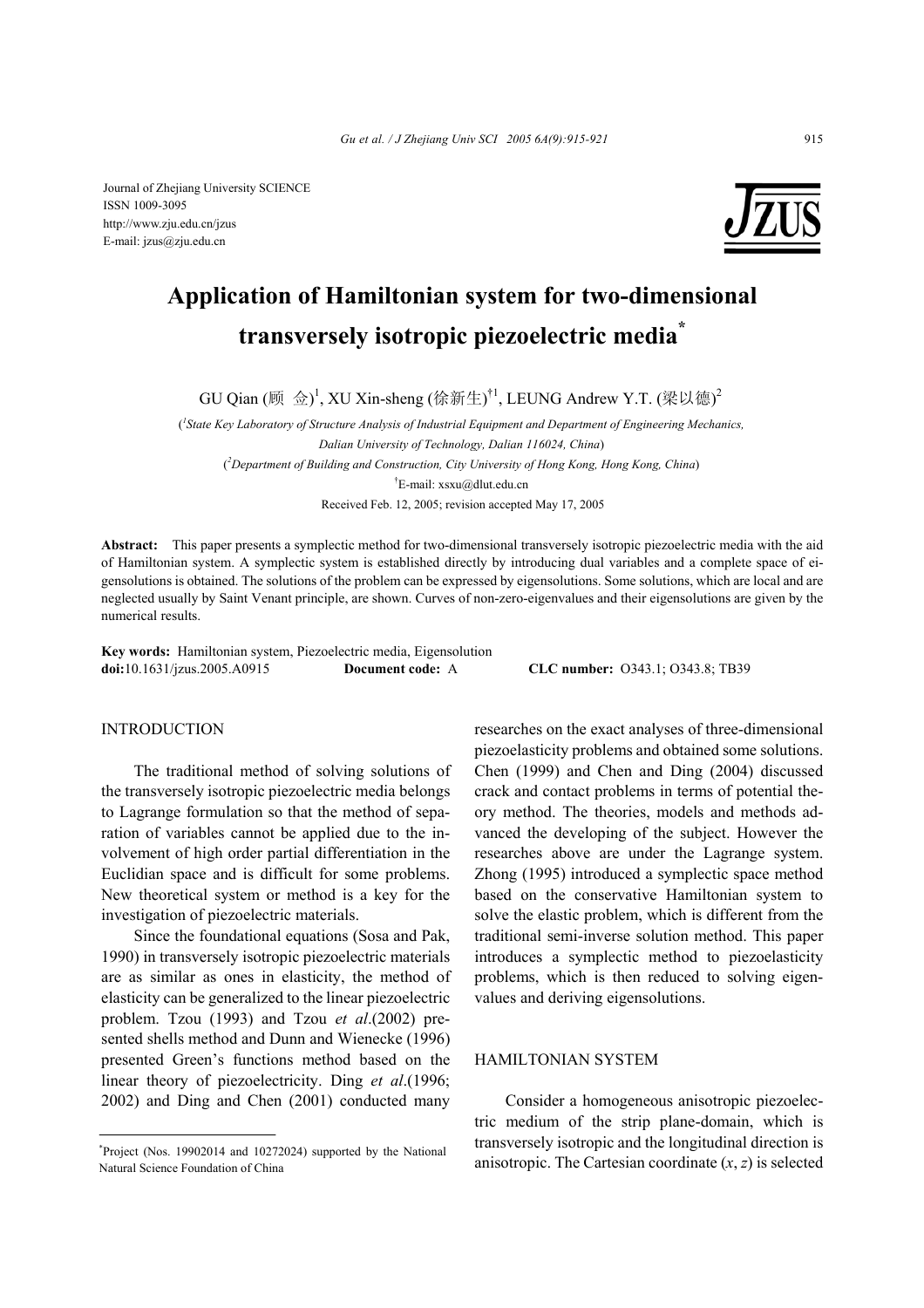Journal of Zhejiang University SCIENCE
ISSN 1009-3095
http://www.zju.edu.cn/jzus
E-mail: jzus@zju.edu.cn

# Application of Hamiltonian system for two-dimensional transversely isotropic piezoelectric media[*]

GU Qian (顾 金)[1], XU Xin-sheng (徐新生)[†1], LEUNG Andrew Y.T. (梁以德)[2]

([1]State Key Laboratory of Structure Analysis of Industrial Equipment and Department of Engineering Mechanics, Dalian University of Technology, Dalian 116024, China)

([2]Department of Building and Construction, City University of Hong Kong, Hong Kong, China)

[†]E-mail: xsxu@dlut.edu.cn

Received Feb. 12, 2005; revision accepted May 17, 2005

**Abstract:** This paper presents a symplectic method for two-dimensional transversely isotropic piezoelectric media with the aid of Hamiltonian system. A symplectic system is established directly by introducing dual variables and a complete space of eigensolutions is obtained. The solutions of the problem can be expressed by eigensolutions. Some solutions, which are local and are neglected usually by Saint Venant principle, are shown. Curves of non-zero-eigenvalues and their eigensolutions are given by the numerical results.

**Key words:** Hamiltonian system, Piezoelectric media, Eigensolution

**doi:**10.1631/jzus.2005.A0915 **Document code:** A **CLC number:** O343.1; O343.8; TB39

## INTRODUCTION

The traditional method of solving solutions of the transversely isotropic piezoelectric media belongs to Lagrange formulation so that the method of separation of variables cannot be applied due to the involvement of high order partial differentiation in the Euclidian space and is difficult for some problems. New theoretical system or method is a key for the investigation of piezoelectric materials.

Since the foundational equations (Sosa and Pak, 1990) in transversely isotropic piezoelectric materials are as similar as ones in elasticity, the method of elasticity can be generalized to the linear piezoelectric problem. Tzou (1993) and Tzou *et al*.(2002) presented shells method and Dunn and Wienecke (1996) presented Green's functions method based on the linear theory of piezoelectricity. Ding *et al*.(1996; 2002) and Ding and Chen (2001) conducted many researches on the exact analyses of three-dimensional piezoelasticity problems and obtained some solutions. Chen (1999) and Chen and Ding (2004) discussed crack and contact problems in terms of potential theory method. The theories, models and methods advanced the developing of the subject. However the researches above are under the Lagrange system. Zhong (1995) introduced a symplectic space method based on the conservative Hamiltonian system to solve the elastic problem, which is different from the traditional semi-inverse solution method. This paper introduces a symplectic method to piezoelasticity problems, which is then reduced to solving eigenvalues and deriving eigensolutions.

## HAMILTONIAN SYSTEM

Consider a homogeneous anisotropic piezoelectric medium of the strip plane-domain, which is transversely isotropic and the longitudinal direction is anisotropic. The Cartesian coordinate $(x, z)$ is selected

---

[*]Project (Nos. 19902014 and 10272024) supported by the National Natural Science Foundation of China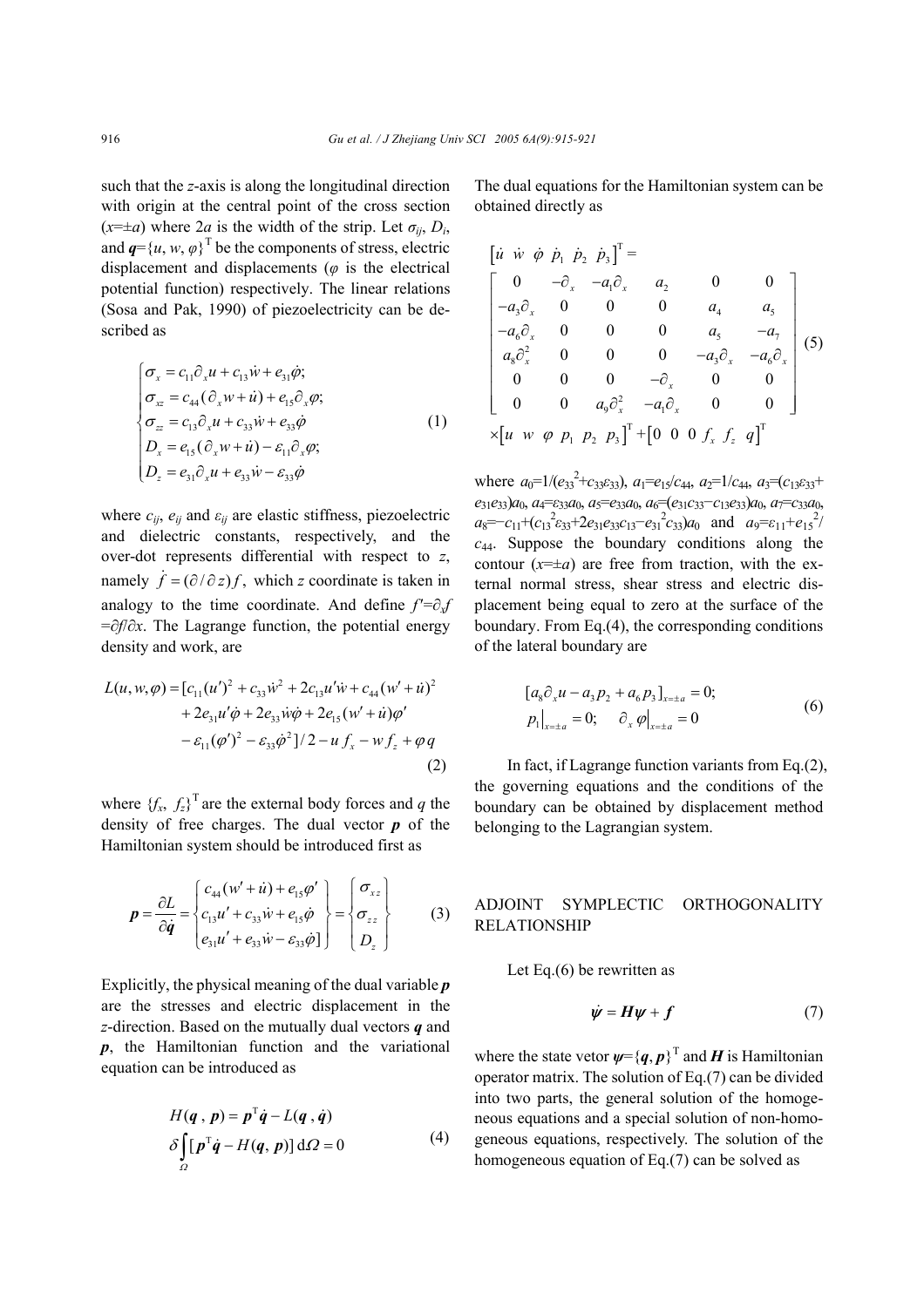such that the $z$-axis is along the longitudinal direction with origin at the central point of the cross section ($x=\pm a$) where $2a$ is the width of the strip. Let $\sigma_{ij}$, $D_i$, and $\boldsymbol{q}=\{u, w, \varphi\}^{\mathrm{T}}$ be the components of stress, electric displacement and displacements ($\varphi$ is the electrical potential function) respectively. The linear relations (Sosa and Pak, 1990) of piezoelectricity can be described as

$$
\begin{cases}
\sigma_x = c_{11}\partial_x u + c_{13}\dot{w} + e_{31}\dot{\varphi}; \\
\sigma_{xz} = c_{44}(\partial_x w + \dot{u}) + e_{15}\partial_x \varphi; \\
\sigma_{zz} = c_{13}\partial_x u + c_{33}\dot{w} + e_{33}\dot{\varphi} \\
D_x = e_{15}(\partial_x w + \dot{u}) - \varepsilon_{11}\partial_x \varphi; \\
D_z = e_{31}\partial_x u + e_{33}\dot{w} - \varepsilon_{33}\dot{\varphi}
\end{cases}
\tag{1}
$$

where $c_{ij}$, $e_{ij}$ and $\varepsilon_{ij}$ are elastic stiffness, piezoelectric and dielectric constants, respectively, and the over-dot represents differential with respect to $z$, namely $\dot{f} = (\partial/\partial z) f$, which $z$ coordinate is taken in analogy to the time coordinate. And define $f'=\partial_x f = \partial f/\partial x$. The Lagrange function, the potential energy density and work, are

$$
\begin{aligned}
L(u, w, \varphi) = {} & [c_{11}(u')^2 + c_{33}\dot{w}^2 + 2c_{13}u'\dot{w} + c_{44}(w' + \dot{u})^2 \\
& + 2e_{31}u'\dot{\varphi} + 2e_{33}\dot{w}\dot{\varphi} + 2e_{15}(w' + \dot{u})\varphi' \\
& - \varepsilon_{11}(\varphi')^2 - \varepsilon_{33}\dot{\varphi}^2]/2 - u f_x - w f_z + \varphi q
\end{aligned}
\tag{2}
$$

where $\{f_x, f_z\}^{\mathrm{T}}$ are the external body forces and $q$ the density of free charges. The dual vector $\boldsymbol{p}$ of the Hamiltonian system should be introduced first as

$$
\boldsymbol{p} = \frac{\partial L}{\partial \dot{\boldsymbol{q}}} = \begin{Bmatrix} c_{44}(w' + \dot{u}) + e_{15}\varphi' \\ c_{13}u' + c_{33}\dot{w} + e_{15}\dot{\varphi} \\ e_{31}u' + e_{33}\dot{w} - \varepsilon_{33}\dot{\varphi}] \end{Bmatrix} = \begin{Bmatrix} \sigma_{xz} \\ \sigma_{zz} \\ D_z \end{Bmatrix}
\tag{3}
$$

Explicitly, the physical meaning of the dual variable $\boldsymbol{p}$ are the stresses and electric displacement in the $z$-direction. Based on the mutually dual vectors $\boldsymbol{q}$ and $\boldsymbol{p}$, the Hamiltonian function and the variational equation can be introduced as

$$
\begin{aligned}
& H(\boldsymbol{q}, \boldsymbol{p}) = \boldsymbol{p}^{\mathrm{T}}\dot{\boldsymbol{q}} - L(\boldsymbol{q}, \dot{\boldsymbol{q}}) \\
& \delta \int_{\Omega} [\boldsymbol{p}^{\mathrm{T}}\dot{\boldsymbol{q}} - H(\boldsymbol{q}, \boldsymbol{p})]\, \mathrm{d}\Omega = 0
\end{aligned}
\tag{4}
$$

The dual equations for the Hamiltonian system can be obtained directly as

$$
\begin{aligned}
& \begin{bmatrix} \dot{u} & \dot{w} & \dot{\varphi} & \dot{p}_1 & \dot{p}_2 & \dot{p}_3 \end{bmatrix}^{\mathrm{T}} = \\
& \begin{bmatrix}
0 & -\partial_x & -a_1\partial_x & a_2 & 0 & 0 \\
-a_3\partial_x & 0 & 0 & 0 & a_4 & a_5 \\
-a_6\partial_x & 0 & 0 & 0 & a_5 & -a_7 \\
a_8\partial_x^2 & 0 & 0 & 0 & -a_3\partial_x & -a_6\partial_x \\
0 & 0 & 0 & -\partial_x & 0 & 0 \\
0 & 0 & a_9\partial_x^2 & -a_1\partial_x & 0 & 0
\end{bmatrix} \\
& \times \begin{bmatrix} u & w & \varphi & p_1 & p_2 & p_3 \end{bmatrix}^{\mathrm{T}} + \begin{bmatrix} 0 & 0 & 0 & f_x & f_z & q \end{bmatrix}^{\mathrm{T}}
\end{aligned}
\tag{5}
$$

where $a_0=1/(e_{33}^2+c_{33}\varepsilon_{33})$, $a_1=e_{15}/c_{44}$, $a_2=1/c_{44}$, $a_3=(c_{13}\varepsilon_{33}+e_{31}e_{33})a_0$, $a_4=\varepsilon_{33}a_0$, $a_5=e_{33}a_0$, $a_6=(e_{31}c_{33}-c_{13}e_{33})a_0$, $a_7=c_{33}a_0$, $a_8=-c_{11}+(c_{13}^2\varepsilon_{33}+2e_{31}e_{33}c_{13}-e_{31}^2c_{33})a_0$ and $a_9=\varepsilon_{11}+e_{15}^2/c_{44}$. Suppose the boundary conditions along the contour ($x=\pm a$) are free from traction, with the external normal stress, shear stress and electric displacement being equal to zero at the surface of the boundary. From Eq.(4), the corresponding conditions of the lateral boundary are

$$
\begin{aligned}
& [a_8\partial_x u - a_3 p_2 + a_6 p_3]_{x=\pm a} = 0; \\
& p_1\big|_{x=\pm a} = 0; \quad \partial_x \varphi\big|_{x=\pm a} = 0
\end{aligned}
\tag{6}
$$

In fact, if Lagrange function variants from Eq.(2), the governing equations and the conditions of the boundary can be obtained by displacement method belonging to the Lagrangian system.

## ADJOINT SYMPLECTIC ORTHOGONALITY RELATIONSHIP

Let Eq.(6) be rewritten as

$$
\dot{\boldsymbol{\psi}} = \boldsymbol{H}\boldsymbol{\psi} + \boldsymbol{f}
\tag{7}
$$

where the state vetor $\boldsymbol{\psi}=\{\boldsymbol{q}, \boldsymbol{p}\}^{\mathrm{T}}$ and $\boldsymbol{H}$ is Hamiltonian operator matrix. The solution of Eq.(7) can be divided into two parts, the general solution of the homogeneous equations and a special solution of non-homogeneous equations, respectively. The solution of the homogeneous equation of Eq.(7) can be solved as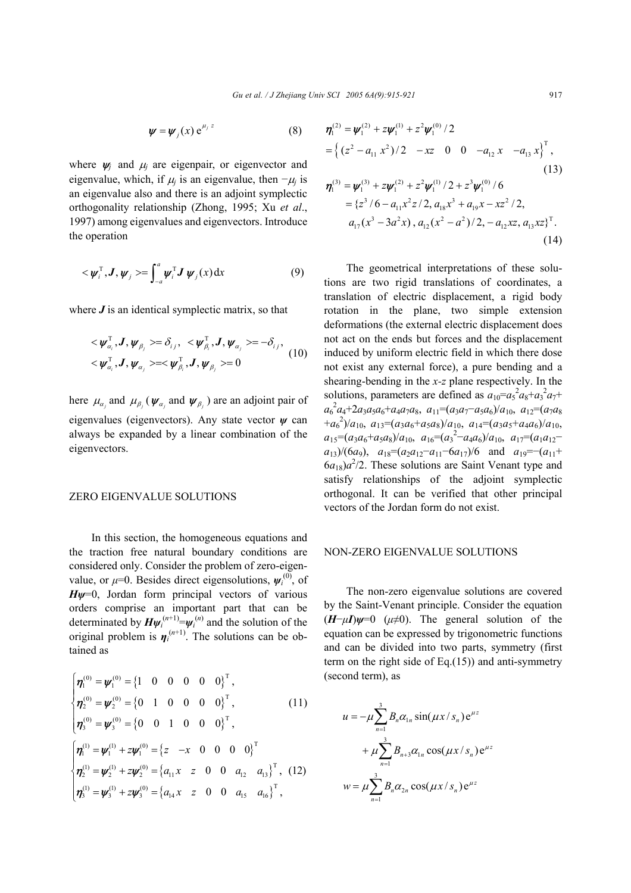$$\boldsymbol{\psi}=\boldsymbol{\psi}_j(x)\,\mathrm{e}^{\mu_j z} \tag{8}$$

where $\boldsymbol{\psi}_j$ and $\mu_j$ are eigenpair, or eigenvector and eigenvalue, which, if $\mu_j$ is an eigenvalue, then $-\mu_j$ is an eigenvalue also and there is an adjoint symplectic orthogonality relationship (Zhong, 1995; Xu *et al*., 1997) among eigenvalues and eigenvectors. Introduce the operation

$$<\boldsymbol{\psi}_i^{\mathrm{T}},\boldsymbol{J},\boldsymbol{\psi}_j>=\int_{-a}^{a}\boldsymbol{\psi}_i^{\mathrm{T}}\boldsymbol{J}\,\boldsymbol{\psi}_j(x)\,\mathrm{d}x \tag{9}$$

where $\boldsymbol{J}$ is an identical symplectic matrix, so that

$$<\boldsymbol{\psi}_{\alpha_i}^{\mathrm{T}},\boldsymbol{J},\boldsymbol{\psi}_{\beta_j}>=\delta_{ij},\ <\boldsymbol{\psi}_{\beta_i}^{\mathrm{T}},\boldsymbol{J},\boldsymbol{\psi}_{\alpha_j}>=-\delta_{ij},$$
$$<\boldsymbol{\psi}_{\alpha_i}^{\mathrm{T}},\boldsymbol{J},\boldsymbol{\psi}_{\alpha_j}>=<\boldsymbol{\psi}_{\beta_i}^{\mathrm{T}},\boldsymbol{J},\boldsymbol{\psi}_{\beta_j}>=0 \tag{10}$$

here $\mu_{\alpha_j}$ and $\mu_{\beta_j}$ ($\boldsymbol{\psi}_{\alpha_j}$ and $\boldsymbol{\psi}_{\beta_j}$) are an adjoint pair of eigenvalues (eigenvectors). Any state vector $\boldsymbol{\psi}$ can always be expanded by a linear combination of the eigenvectors.

## ZERO EIGENVALUE SOLUTIONS

In this section, the homogeneous equations and the traction free natural boundary conditions are considered only. Consider the problem of zero-eigenvalue, or $\mu$=0. Besides direct eigensolutions, $\boldsymbol{\psi}_i^{(0)}$, of $\boldsymbol{H}\boldsymbol{\psi}$=0, Jordan form principal vectors of various orders comprise an important part that can be determinated by $\boldsymbol{H}\boldsymbol{\psi}_i^{(n+1)}=\boldsymbol{\psi}_i^{(n)}$ and the solution of the original problem is $\boldsymbol{\eta}_i^{(n+1)}$. The solutions can be obtained as

$$\begin{cases}\boldsymbol{\eta}_1^{(0)}=\boldsymbol{\psi}_1^{(0)}=\{1\quad 0\quad 0\quad 0\quad 0\quad 0\}^{\mathrm{T}},\\ \boldsymbol{\eta}_2^{(0)}=\boldsymbol{\psi}_2^{(0)}=\{0\quad 1\quad 0\quad 0\quad 0\quad 0\}^{\mathrm{T}},\\ \boldsymbol{\eta}_3^{(0)}=\boldsymbol{\psi}_3^{(0)}=\{0\quad 0\quad 1\quad 0\quad 0\quad 0\}^{\mathrm{T}},\end{cases} \tag{11}$$

$$\begin{cases}\boldsymbol{\eta}_1^{(1)}=\boldsymbol{\psi}_1^{(1)}+z\boldsymbol{\psi}_1^{(0)}=\{z\quad -x\quad 0\quad 0\quad 0\quad 0\}^{\mathrm{T}}\\ \boldsymbol{\eta}_2^{(1)}=\boldsymbol{\psi}_2^{(1)}+z\boldsymbol{\psi}_2^{(0)}=\{a_{11}x\quad z\quad 0\quad 0\quad a_{12}\quad a_{13}\}^{\mathrm{T}},\\ \boldsymbol{\eta}_3^{(1)}=\boldsymbol{\psi}_3^{(1)}+z\boldsymbol{\psi}_3^{(0)}=\{a_{14}x\quad z\quad 0\quad 0\quad a_{15}\quad a_{16}\}^{\mathrm{T}},\end{cases} \tag{12}$$

$$\begin{aligned}\boldsymbol{\eta}_1^{(2)}&=\boldsymbol{\psi}_1^{(2)}+z\boldsymbol{\psi}_1^{(1)}+z^2\boldsymbol{\psi}_1^{(0)}/2\\ &=\left\{(z^2-a_{11}x^2)/2\quad -xz\quad 0\quad 0\quad -a_{12}x\quad -a_{13}x\right\}^{\mathrm{T}},\end{aligned} \tag{13}$$

$$\begin{aligned}\boldsymbol{\eta}_1^{(3)}&=\boldsymbol{\psi}_1^{(3)}+z\boldsymbol{\psi}_1^{(2)}+z^2\boldsymbol{\psi}_1^{(1)}/2+z^3\boldsymbol{\psi}_1^{(0)}/6\\ &=\{z^3/6-a_{11}x^2z/2,\ a_{18}x^3+a_{19}x-xz^2/2,\\ &\quad a_{17}(x^3-3a^2x),\ a_{12}(x^2-a^2)/2,\ -a_{12}xz,\ a_{13}xz\}^{\mathrm{T}}.\end{aligned} \tag{14}$$

The geometrical interpretations of these solutions are two rigid translations of coordinates, a translation of electric displacement, a rigid body rotation in the plane, two simple extension deformations (the external electric displacement does not act on the ends but forces and the displacement induced by uniform electric field in which there dose not exist any external force), a pure bending and a shearing-bending in the $x$-$z$ plane respectively. In the solutions, parameters are defined as $a_{10}=a_5^2a_8+a_3^2a_7+a_6^2a_4+2a_3a_5a_6+a_4a_7a_8$, $a_{11}=(a_3a_7-a_5a_6)/a_{10}$, $a_{12}=(a_7a_8+a_6^2)/a_{10}$, $a_{13}=(a_3a_6+a_5a_8)/a_{10}$, $a_{14}=(a_3a_5+a_4a_6)/a_{10}$, $a_{15}=(a_3a_6+a_5a_8)/a_{10}$, $a_{16}=(a_3^2-a_4a_6)/a_{10}$, $a_{17}=(a_1a_{12}-a_{13})/(6a_9)$, $a_{18}=(a_2a_{12}-a_{11}-6a_{17})/6$ and $a_{19}=-(a_{11}+6a_{18})a^2/2$. These solutions are Saint Venant type and satisfy relationships of the adjoint symplectic orthogonal. It can be verified that other principal vectors of the Jordan form do not exist.

## NON-ZERO EIGENVALUE SOLUTIONS

The non-zero eigenvalue solutions are covered by the Saint-Venant principle. Consider the equation $(\boldsymbol{H}-\mu\boldsymbol{I})\boldsymbol{\psi}=0$ ($\mu\neq 0$). The general solution of the equation can be expressed by trigonometric functions and can be divided into two parts, symmetry (first term on the right side of Eq.(15)) and anti-symmetry (second term), as

$$\begin{aligned}u&=-\mu\sum_{n=1}^{3}B_n\alpha_{1n}\sin(\mu x/s_n)\,\mathrm{e}^{\mu z}\\ &\quad+\mu\sum_{n=1}^{3}B_{n+3}\alpha_{1n}\cos(\mu x/s_n)\,\mathrm{e}^{\mu z}\\ w&=\mu\sum_{n=1}^{3}B_n\alpha_{2n}\cos(\mu x/s_n)\,\mathrm{e}^{\mu z}\end{aligned}$$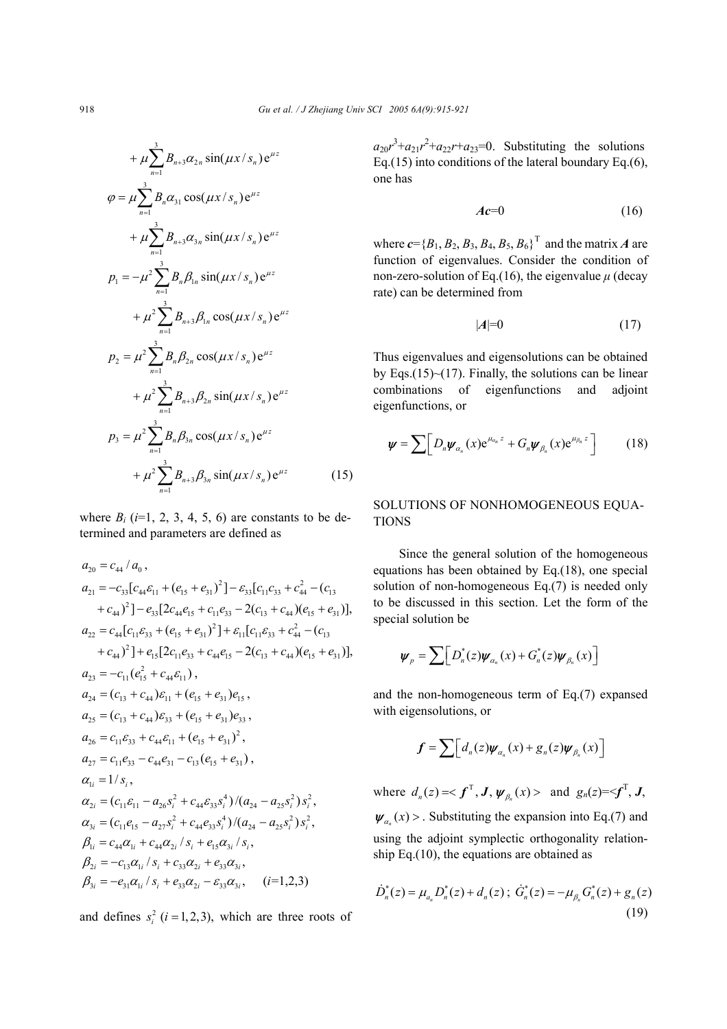$$+\mu\sum_{n=1}^{3}B_{n+3}\alpha_{2n}\sin(\mu x/s_n)\mathrm{e}^{\mu z}$$

$$\varphi=\mu\sum_{n=1}^{3}B_n\alpha_{31}\cos(\mu x/s_n)\mathrm{e}^{\mu z}$$

$$+\mu\sum_{n=1}^{3}B_{n+3}\alpha_{3n}\sin(\mu x/s_n)\mathrm{e}^{\mu z}$$

$$p_1=-\mu^2\sum_{n=1}^{3}B_n\beta_{1n}\sin(\mu x/s_n)\mathrm{e}^{\mu z}$$

$$+\mu^2\sum_{n=1}^{3}B_{n+3}\beta_{1n}\cos(\mu x/s_n)\mathrm{e}^{\mu z}$$

$$p_2=\mu^2\sum_{n=1}^{3}B_n\beta_{2n}\cos(\mu x/s_n)\mathrm{e}^{\mu z}$$

$$+\mu^2\sum_{n=1}^{3}B_{n+3}\beta_{2n}\sin(\mu x/s_n)\mathrm{e}^{\mu z}$$

$$p_3=\mu^2\sum_{n=1}^{3}B_n\beta_{3n}\cos(\mu x/s_n)\mathrm{e}^{\mu z}$$

$$+\mu^2\sum_{n=1}^{3}B_{n+3}\beta_{3n}\sin(\mu x/s_n)\mathrm{e}^{\mu z} \tag{15}$$

where $B_i$ ($i$=1, 2, 3, 4, 5, 6) are constants to be determined and parameters are defined as

$$\begin{aligned}
&a_{20}=c_{44}/a_0,\\
&a_{21}=-c_{33}[c_{44}\varepsilon_{11}+(e_{15}+e_{31})^2]-\varepsilon_{33}[c_{11}c_{33}+c_{44}^2-(c_{13}\\
&\quad+c_{44})^2]-e_{33}[2c_{44}e_{15}+c_{11}e_{33}-2(c_{13}+c_{44})(e_{15}+e_{31})],\\
&a_{22}=c_{44}[c_{11}\varepsilon_{33}+(e_{15}+e_{31})^2]+\varepsilon_{11}[c_{11}c_{33}+c_{44}^2-(c_{13}\\
&\quad+c_{44})^2]+e_{15}[2c_{11}e_{33}+c_{44}e_{15}-2(c_{13}+c_{44})(e_{15}+e_{31})],\\
&a_{23}=-c_{11}(e_{15}^2+c_{44}\varepsilon_{11}),\\
&a_{24}=(c_{13}+c_{44})\varepsilon_{11}+(e_{15}+e_{31})e_{15},\\
&a_{25}=(c_{13}+c_{44})\varepsilon_{33}+(e_{15}+e_{31})e_{33},\\
&a_{26}=c_{11}\varepsilon_{33}+c_{44}\varepsilon_{11}+(e_{15}+e_{31})^2,\\
&a_{27}=c_{11}e_{33}-c_{44}e_{31}-c_{13}(e_{15}+e_{31}),\\
&\alpha_{1i}=1/s_i,\\
&\alpha_{2i}=(c_{11}\varepsilon_{11}-a_{26}s_i^2+c_{44}\varepsilon_{33}s_i^4)/(a_{24}-a_{25}s_i^2)\,s_i^2,\\
&\alpha_{3i}=(c_{11}e_{15}-a_{27}s_i^2+c_{44}e_{33}s_i^4)/(a_{24}-a_{25}s_i^2)\,s_i^2,\\
&\beta_{1i}=c_{44}\alpha_{1i}+c_{44}\alpha_{2i}/s_i+e_{15}\alpha_{3i}/s_i,\\
&\beta_{2i}=-c_{13}\alpha_{1i}/s_i+c_{33}\alpha_{2i}+e_{33}\alpha_{3i},\\
&\beta_{3i}=-e_{31}\alpha_{1i}/s_i+e_{33}\alpha_{2i}-\varepsilon_{33}\alpha_{3i},\qquad (i=1,2,3)
\end{aligned}$$

and defines $s_i^2$ $(i=1,2,3)$, which are three roots of $a_{20}r^3+a_{21}r^2+a_{22}r+a_{23}=0$. Substituting the solutions Eq.(15) into conditions of the lateral boundary Eq.(6), one has

$$\boldsymbol{Ac}=0 \tag{16}$$

where $\boldsymbol{c}=\{B_1, B_2, B_3, B_4, B_5, B_6\}^{\mathrm{T}}$ and the matrix $\boldsymbol{A}$ are function of eigenvalues. Consider the condition of non-zero-solution of Eq.(16), the eigenvalue $\mu$ (decay rate) can be determined from

$$|\boldsymbol{A}|=0 \tag{17}$$

Thus eigenvalues and eigensolutions can be obtained by Eqs.(15)~(17). Finally, the solutions can be linear combinations of eigenfunctions and adjoint eigenfunctions, or

$$\boldsymbol{\psi}=\sum\left[D_n\boldsymbol{\psi}_{\alpha_n}(x)\mathrm{e}^{\mu_{\alpha_n}z}+G_n\boldsymbol{\psi}_{\beta_n}(x)\mathrm{e}^{\mu_{\beta_n}z}\right] \tag{18}$$

## SOLUTIONS OF NONHOMOGENEOUS EQUATIONS

Since the general solution of the homogeneous equations has been obtained by Eq.(18), one special solution of non-homogeneous Eq.(7) is needed only to be discussed in this section. Let the form of the special solution be

$$\boldsymbol{\psi}_p=\sum\left[D_n^*(z)\boldsymbol{\psi}_{\alpha_n}(x)+G_n^*(z)\boldsymbol{\psi}_{\beta_n}(x)\right]$$

and the non-homogeneous term of Eq.(7) expansed with eigensolutions, or

$$\boldsymbol{f}=\sum\left[d_n(z)\boldsymbol{\psi}_{\alpha_n}(x)+g_n(z)\boldsymbol{\psi}_{\beta_n}(x)\right]$$

where $d_n(z)=<\boldsymbol{f}^{\mathrm{T}},\boldsymbol{J},\boldsymbol{\psi}_{\beta_n}(x)>$ and $g_n(z)=<\boldsymbol{f}^{\mathrm{T}},\boldsymbol{J},\boldsymbol{\psi}_{\alpha_n}(x)>$. Substituting the expansion into Eq.(7) and using the adjoint symplectic orthogonality relationship Eq.(10), the equations are obtained as

$$\dot{D}_n^*(z)=\mu_{\alpha_n}D_n^*(z)+d_n(z)\,;\ \dot{G}_n^*(z)=-\mu_{\beta_n}G_n^*(z)+g_n(z) \tag{19}$$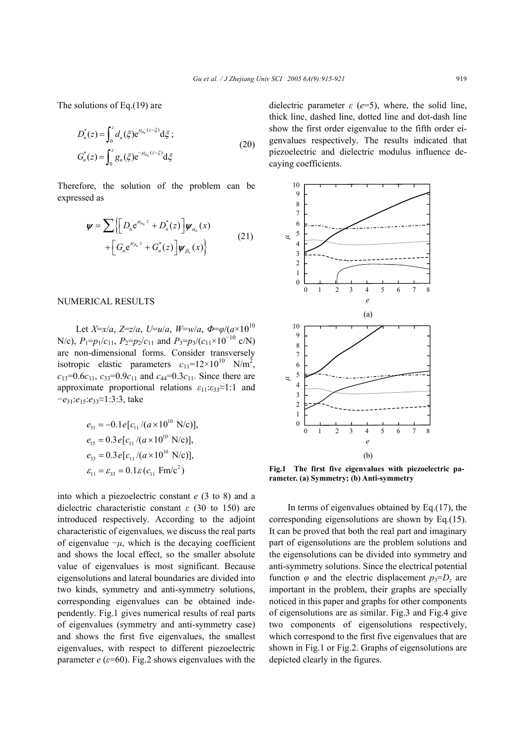The solutions of Eq.(19) are

$$D_n^*(z)=\int_0^z d_n(\xi)\mathrm{e}^{\mu_{\alpha_n}(z-\xi)}\mathrm{d}\xi\,;$$
$$G_n^*(z)=\int_0^z g_n(\xi)\mathrm{e}^{-\mu_{\alpha_n}(z-\xi)}\mathrm{d}\xi \tag{20}$$

Therefore, the solution of the problem can be expressed as

$$\boldsymbol{\psi}=\sum\Big\{\Big[D_n\mathrm{e}^{\mu_{\alpha_n}z}+D_n^*(z)\Big]\boldsymbol{\psi}_{\alpha_n}(x)+\Big[G_n\mathrm{e}^{\mu_{\beta_n}z}+G_n^*(z)\Big]\boldsymbol{\psi}_{\beta_n}(x)\Big\} \tag{21}$$

## NUMERICAL RESULTS

Let $X=x/a$, $Z=z/a$, $U=u/a$, $W=w/a$, $\Phi=\varphi/(a\times10^{10}$ N/c), $P_1=p_1/c_{11}$, $P_2=p_2/c_{11}$ and $P_3=p_3/(c_{11}\times10^{-10}$ c/N) are non-dimensional forms. Consider transversely isotropic elastic parameters $c_{11}=12\times10^{10}$ N/m$^2$, $c_{13}=0.6c_{11}$, $c_{33}=0.9c_{11}$ and $c_{44}=0.3c_{11}$. Since there are approximate proportional relations $\varepsilon_{11}:\varepsilon_{33}\approx1:1$ and $-e_{31}:e_{15}:e_{33}\approx1:3:3$, take

$$e_{31}=-0.1e[c_{11}/(a\times10^{10}\ \text{N/c})],$$
$$e_{15}=0.3e[c_{11}/(a\times10^{10}\ \text{N/c})],$$
$$e_{33}=0.3e[c_{11}/(a\times10^{10}\ \text{N/c})],$$
$$\varepsilon_{11}=\varepsilon_{33}=0.1\varepsilon\,(c_{11}\ \text{Fm/c}^2)$$

into which a piezoelectric constant $e$ (3 to 8) and a dielectric characteristic constant $\varepsilon$ (30 to 150) are introduced respectively. According to the adjoint characteristic of eigenvalues, we discuss the real parts of eigenvalue $-\mu$, which is the decaying coefficient and shows the local effect, so the smaller absolute value of eigenvalues is most significant. Because eigensolutions and lateral boundaries are divided into two kinds, symmetry and anti-symmetry solutions, corresponding eigenvalues can be obtained independently. Fig.1 gives numerical results of real parts of eigenvalues (symmetry and anti-symmetry case) and shows the first five eigenvalues, the smallest eigenvalues, with respect to different piezoelectric parameter $e$ ($\varepsilon$=60). Fig.2 shows eigenvalues with the dielectric parameter $\varepsilon$ ($e$=5), where, the solid line, thick line, dashed line, dotted line and dot-dash line show the first order eigenvalue to the fifth order eigenvalues respectively. The results indicated that piezoelectric and dielectric modulus influence decaying coefficients.

**Fig.1 The first five eigenvalues with piezoelectric parameter. (a) Symmetry; (b) Anti-symmetry**

In terms of eigenvalues obtained by Eq.(17), the corresponding eigensolutions are shown by Eq.(15). It can be proved that both the real part and imaginary part of eigensolutions are the problem solutions and the eigensolutions can be divided into symmetry and anti-symmetry solutions. Since the electrical potential function $\varphi$ and the electric displacement $p_3=D_z$ are important in the problem, their graphs are specially noticed in this paper and graphs for other components of eigensolutions are as similar. Fig.3 and Fig.4 give two components of eigensolutions respectively, which correspond to the first five eigenvalues that are shown in Fig.1 or Fig.2. Graphs of eigensolutions are depicted clearly in the figures.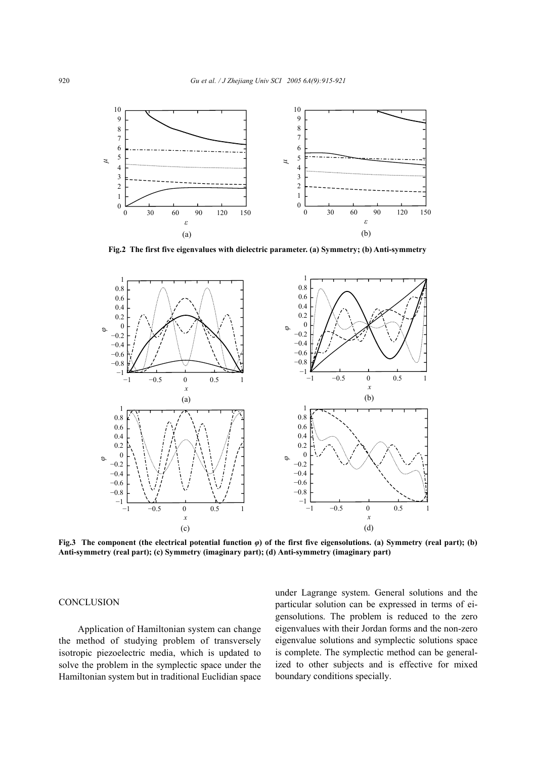**Fig.2 The first five eigenvalues with dielectric parameter. (a) Symmetry; (b) Anti-symmetry**

**Fig.3 The component (the electrical potential function $\varphi$) of the first five eigensolutions. (a) Symmetry (real part); (b) Anti-symmetry (real part); (c) Symmetry (imaginary part); (d) Anti-symmetry (imaginary part)**

## CONCLUSION

Application of Hamiltonian system can change the method of studying problem of transversely isotropic piezoelectric media, which is updated to solve the problem in the symplectic space under the Hamiltonian system but in traditional Euclidian space under Lagrange system. General solutions and the particular solution can be expressed in terms of eigensolutions. The problem is reduced to the zero eigenvalues with their Jordan forms and the non-zero eigenvalue solutions and symplectic solutions space is complete. The symplectic method can be generalized to other subjects and is effective for mixed boundary conditions specially.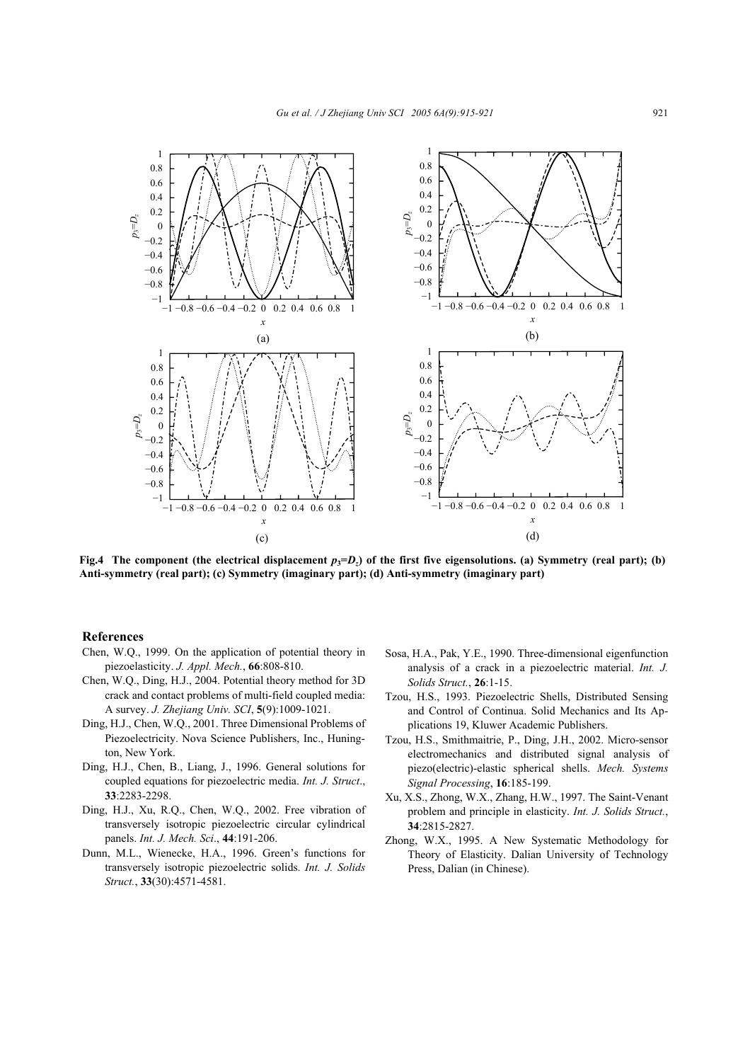$p_3=D_z$

1
0.8
0.6
0.4
0.2
0
−0.2
−0.4
−0.6
−0.8
−1

−1 −0.8 −0.6 −0.4 −0.2 0 0.2 0.4 0.6 0.8 1

$x$

(a)

$p_3=D_z$

1
0.8
0.6
0.4
0.2
0
−0.2
−0.4
−0.6
−0.8
−1

−1 −0.8 −0.6 −0.4 −0.2 0 0.2 0.4 0.6 0.8 1

$x$

(b)

$p_3=D_z$

1
0.8
0.6
0.4
0.2
0
−0.2
−0.4
−0.6
−0.8
−1

−1 −0.8 −0.6 −0.4 −0.2 0 0.2 0.4 0.6 0.8 1

$x$

(c)

$p_3=D_z$

1
0.8
0.6
0.4
0.2
0
−0.2
−0.4
−0.6
−0.8
−1

−1 −0.8 −0.6 −0.4 −0.2 0 0.2 0.4 0.6 0.8 1

$x$

(d)

**Fig.4 The component (the electrical displacement $p_3=D_z$) of the first five eigensolutions. (a) Symmetry (real part); (b) Anti-symmetry (real part); (c) Symmetry (imaginary part); (d) Anti-symmetry (imaginary part)**

## References

Chen, W.Q., 1999. On the application of potential theory in piezoelasticity. *J. Appl. Mech.*, **66**:808-810.

Chen, W.Q., Ding, H.J., 2004. Potential theory method for 3D crack and contact problems of multi-field coupled media: A survey. *J. Zhejiang Univ. SCI*, **5**(9):1009-1021.

Ding, H.J., Chen, W.Q., 2001. Three Dimensional Problems of Piezoelectricity. Nova Science Publishers, Inc., Huninton, New York.

Ding, H.J., Chen, B., Liang, J., 1996. General solutions for coupled equations for piezoelectric media. *Int. J. Struct*., **33**:2283-2298.

Ding, H.J., Xu, R.Q., Chen, W.Q., 2002. Free vibration of transversely isotropic piezoelectric circular cylindrical panels. *Int. J. Mech. Sci*., **44**:191-206.

Dunn, M.L., Wienecke, H.A., 1996. Green's functions for transversely isotropic piezoelectric solids. *Int. J. Solids Struct.*, **33**(30):4571-4581.

Sosa, H.A., Pak, Y.E., 1990. Three-dimensional eigenfunction analysis of a crack in a piezoelectric material. *Int. J. Solids Struct.*, **26**:1-15.

Tzou, H.S., 1993. Piezoelectric Shells, Distributed Sensing and Control of Continua. Solid Mechanics and Its Applications 19, Kluwer Academic Publishers.

Tzou, H.S., Smithmaitrie, P., Ding, J.H., 2002. Micro-sensor electromechanics and distributed signal analysis of piezo(electric)-elastic spherical shells. *Mech. Systems Signal Processing*, **16**:185-199.

Xu, X.S., Zhong, W.X., Zhang, H.W., 1997. The Saint-Venant problem and principle in elasticity. *Int. J. Solids Struct.*, **34**:2815-2827.

Zhong, W.X., 1995. A New Systematic Methodology for Theory of Elasticity. Dalian University of Technology Press, Dalian (in Chinese).